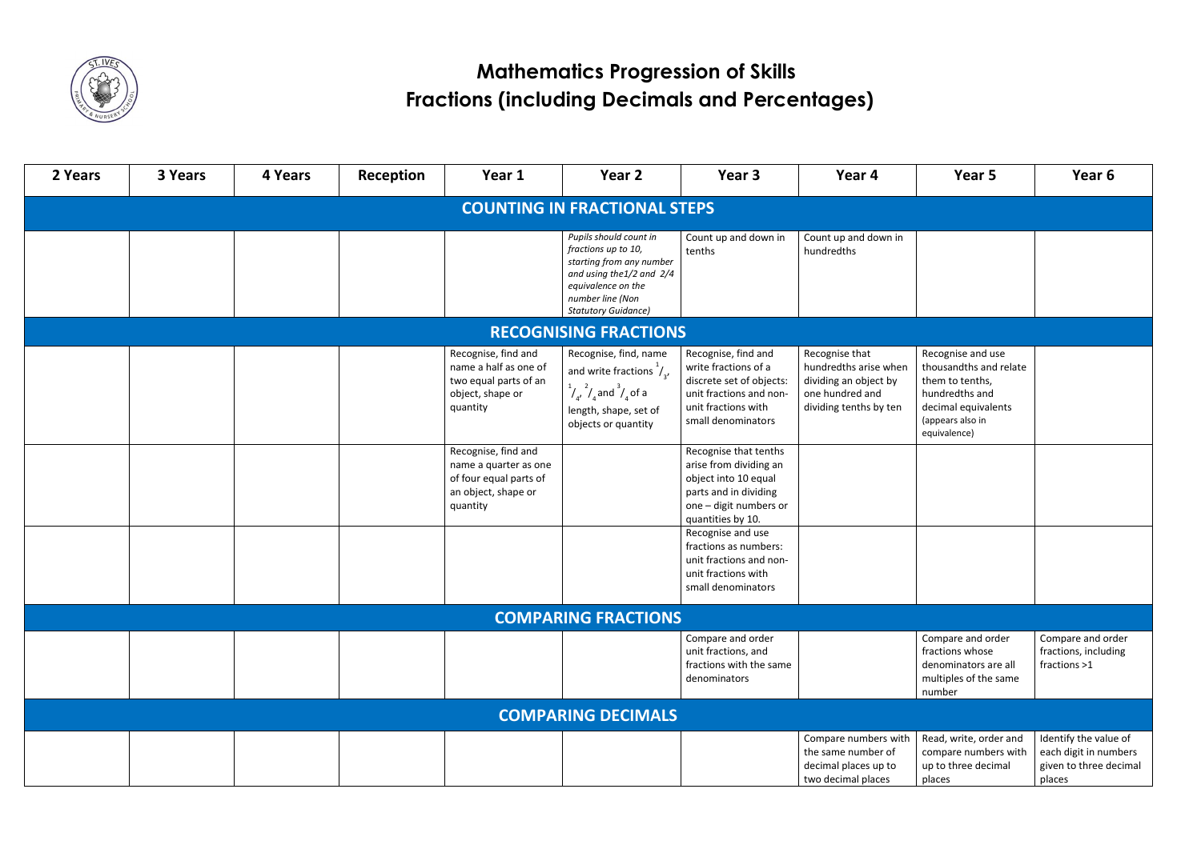# Mathematics Progression of Skills
# Fractions (including Decimals and Percentages)

| 2 Years | 3 Years | 4 Years | Reception | Year 1 | Year 2 | Year 3 | Year 4 | Year 5 | Year 6 |
|---|---|---|---|---|---|---|---|---|---|
| **COUNTING IN FRACTIONAL STEPS** | | | | | | | | | |
| | | | | | *Pupils should count in fractions up to 10, starting from any number and using the1/2 and 2/4 equivalence on the number line (Non Statutory Guidance)* | Count up and down in tenths | Count up and down in hundredths | | |
| **RECOGNISING FRACTIONS** | | | | | | | | | |
| | | | | Recognise, find and name a half as one of two equal parts of an object, shape or quantity | Recognise, find, name and write fractions $^1/_3$, $^1/_4$, $^2/_4$ and $^3/_4$ of a length, shape, set of objects or quantity | Recognise, find and write fractions of a discrete set of objects: unit fractions and non-unit fractions with small denominators | Recognise that hundredths arise when dividing an object by one hundred and dividing tenths by ten | Recognise and use thousandths and relate them to tenths, hundredths and decimal equivalents (appears also in equivalence) | |
| | | | | Recognise, find and name a quarter as one of four equal parts of an object, shape or quantity | | Recognise that tenths arise from dividing an object into 10 equal parts and in dividing one – digit numbers or quantities by 10. | | | |
| | | | | | | Recognise and use fractions as numbers: unit fractions and non-unit fractions with small denominators | | | |
| **COMPARING FRACTIONS** | | | | | | | | | |
| | | | | | | Compare and order unit fractions, and fractions with the same denominators | | Compare and order fractions whose denominators are all multiples of the same number | Compare and order fractions, including fractions >1 |
| **COMPARING DECIMALS** | | | | | | | | | |
| | | | | | | | Compare numbers with the same number of decimal places up to two decimal places | Read, write, order and compare numbers with up to three decimal places | Identify the value of each digit in numbers given to three decimal places |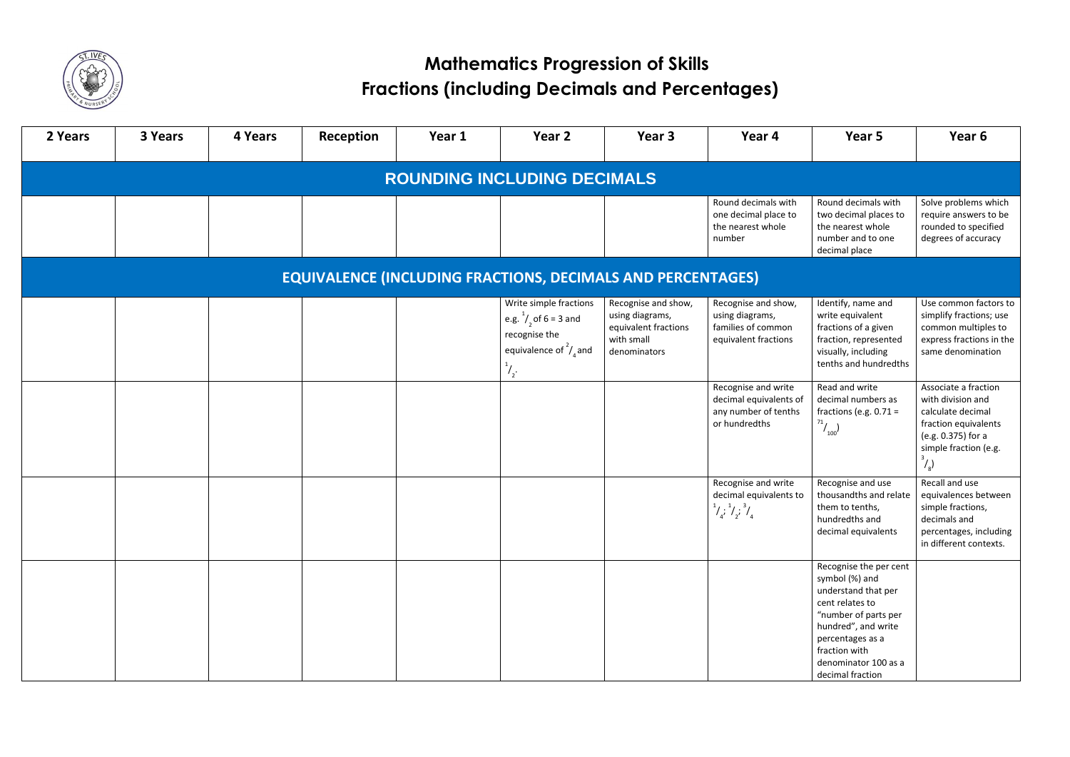# Mathematics Progression of Skills
# Fractions (including Decimals and Percentages)

| 2 Years | 3 Years | 4 Years | Reception | Year 1 | Year 2 | Year 3 | Year 4 | Year 5 | Year 6 |
|---|---|---|---|---|---|---|---|---|---|
| **ROUNDING INCLUDING DECIMALS** | | | | | | | | | |
| | | | | | | | Round decimals with one decimal place to the nearest whole number | Round decimals with two decimal places to the nearest whole number and to one decimal place | Solve problems which require answers to be rounded to specified degrees of accuracy |
| **EQUIVALENCE (INCLUDING FRACTIONS, DECIMALS AND PERCENTAGES)** | | | | | | | | | |
| | | | | | Write simple fractions e.g. $^1/_2$ of 6 = 3 and recognise the equivalence of $^2/_4$ and $^1/_2$. | Recognise and show, using diagrams, equivalent fractions with small denominators | Recognise and show, using diagrams, families of common equivalent fractions | Identify, name and write equivalent fractions of a given fraction, represented visually, including tenths and hundredths | Use common factors to simplify fractions; use common multiples to express fractions in the same denomination |
| | | | | | | | Recognise and write decimal equivalents of any number of tenths or hundredths | Read and write decimal numbers as fractions (e.g. 0.71 = $^{71}/_{100}$) | Associate a fraction with division and calculate decimal fraction equivalents (e.g. 0.375) for a simple fraction (e.g. $^3/_8$) |
| | | | | | | | Recognise and write decimal equivalents to $^1/_4$; $^1/_2$; $^3/_4$ | Recognise and use thousandths and relate them to tenths, hundredths and decimal equivalents | Recall and use equivalences between simple fractions, decimals and percentages, including in different contexts. |
| | | | | | | | | Recognise the per cent symbol (%) and understand that per cent relates to "number of parts per hundred", and write percentages as a fraction with denominator 100 as a decimal fraction | |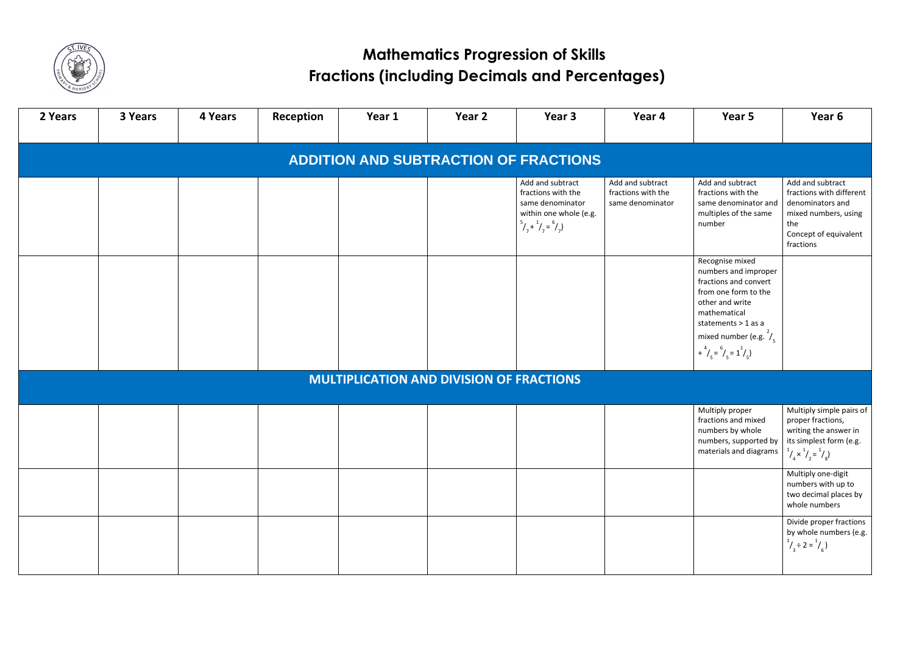# Mathematics Progression of Skills

## Fractions (including Decimals and Percentages)

| 2 Years | 3 Years | 4 Years | Reception | Year 1 | Year 2 | Year 3 | Year 4 | Year 5 | Year 6 |
|---|---|---|---|---|---|---|---|---|---|
| **ADDITION AND SUBTRACTION OF FRACTIONS** | | | | | | | | | |
| | | | | | | Add and subtract fractions with the same denominator within one whole (e.g. $\frac{5}{7} + \frac{1}{7} = \frac{6}{7}$) | Add and subtract fractions with the same denominator | Add and subtract fractions with the same denominator and multiples of the same number | Add and subtract fractions with different denominators and mixed numbers, using the Concept of equivalent fractions |
| | | | | | | | | Recognise mixed numbers and improper fractions and convert from one form to the other and write mathematical statements > 1 as a mixed number (e.g. $\frac{2}{5} + \frac{4}{5} = \frac{6}{5} = 1\frac{1}{5}$) | |
| **MULTIPLICATION AND DIVISION OF FRACTIONS** | | | | | | | | | |
| | | | | | | | | Multiply proper fractions and mixed numbers by whole numbers, supported by materials and diagrams | Multiply simple pairs of proper fractions, writing the answer in its simplest form (e.g. $\frac{1}{4} \times \frac{1}{2} = \frac{1}{8}$) |
| | | | | | | | | | Multiply one-digit numbers with up to two decimal places by whole numbers |
| | | | | | | | | | Divide proper fractions by whole numbers (e.g. $\frac{1}{3} \div 2 = \frac{1}{6}$) |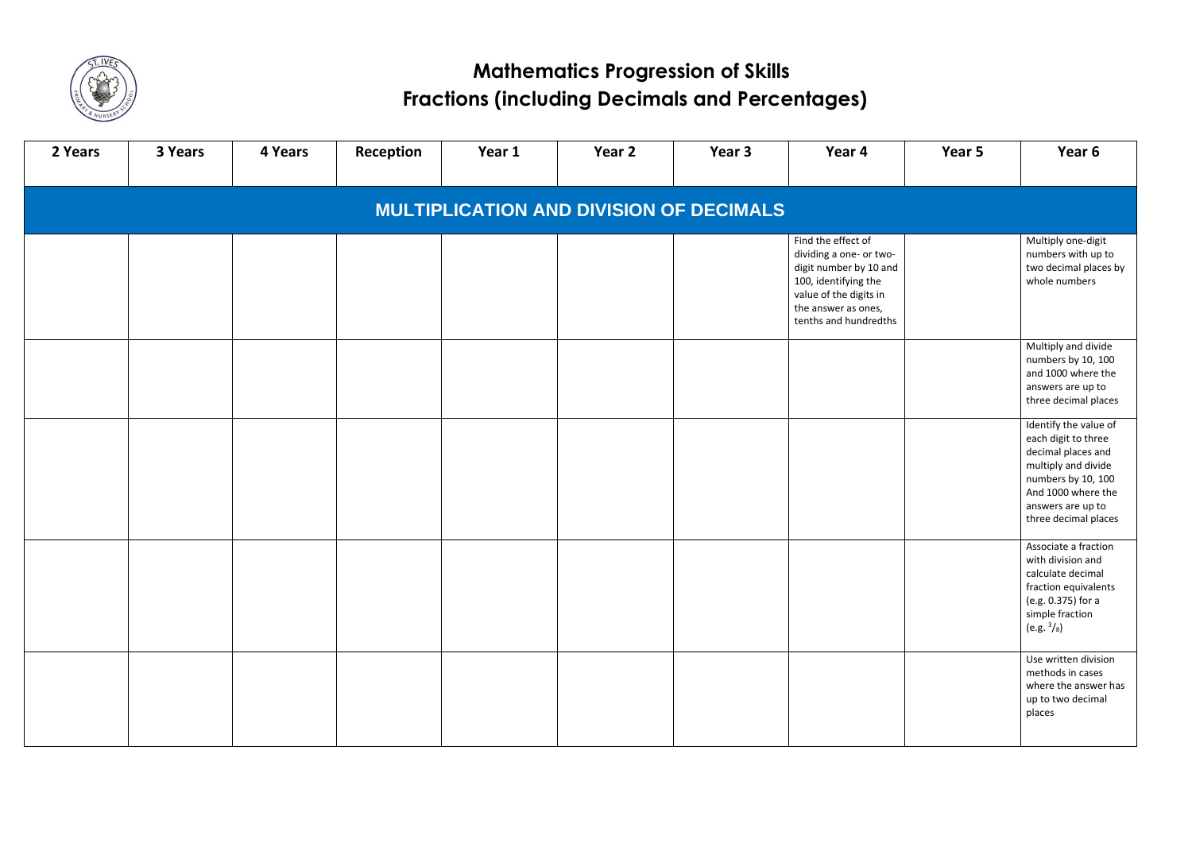# Mathematics Progression of Skills
# Fractions (including Decimals and Percentages)

| 2 Years | 3 Years | 4 Years | Reception | Year 1 | Year 2 | Year 3 | Year 4 | Year 5 | Year 6 |
|---|---|---|---|---|---|---|---|---|---|
| **MULTIPLICATION AND DIVISION OF DECIMALS** | | | | | | | | | |
| | | | | | | | Find the effect of dividing a one- or two-digit number by 10 and 100, identifying the value of the digits in the answer as ones, tenths and hundredths | | Multiply one-digit numbers with up to two decimal places by whole numbers |
| | | | | | | | | | Multiply and divide numbers by 10, 100 and 1000 where the answers are up to three decimal places |
| | | | | | | | | | Identify the value of each digit to three decimal places and multiply and divide numbers by 10, 100 And 1000 where the answers are up to three decimal places |
| | | | | | | | | | Associate a fraction with division and calculate decimal fraction equivalents (e.g. 0.375) for a simple fraction (e.g. $^3/_8$) |
| | | | | | | | | | Use written division methods in cases where the answer has up to two decimal places |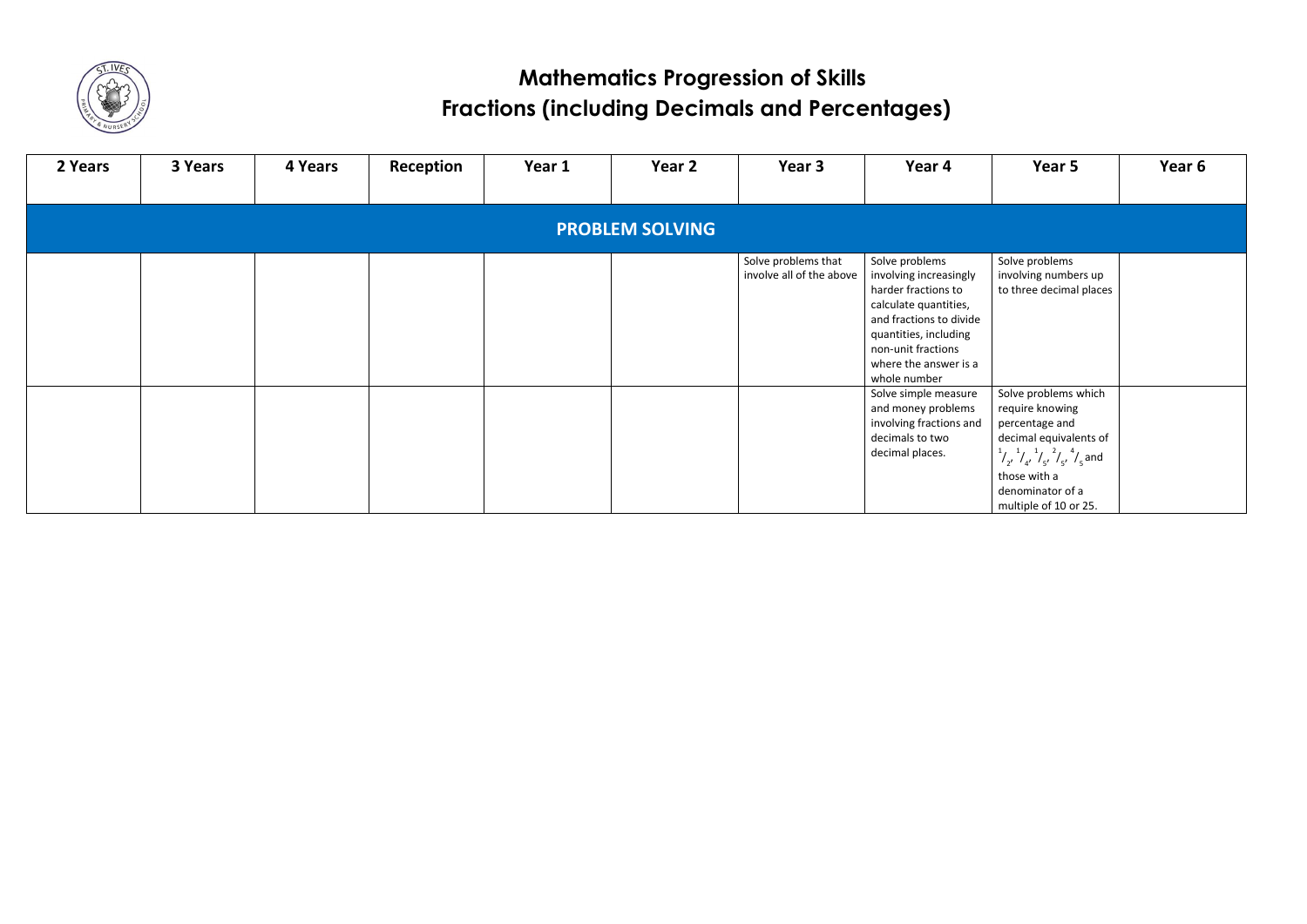# Mathematics Progression of Skills
# Fractions (including Decimals and Percentages)

| 2 Years | 3 Years | 4 Years | Reception | Year 1 | Year 2 | Year 3 | Year 4 | Year 5 | Year 6 |
|---|---|---|---|---|---|---|---|---|---|
| **PROBLEM SOLVING** | | | | | | | | | |
| | | | | | | Solve problems that involve all of the above | Solve problems involving increasingly harder fractions to calculate quantities, and fractions to divide quantities, including non-unit fractions where the answer is a whole number | Solve problems involving numbers up to three decimal places | |
| | | | | | | | Solve simple measure and money problems involving fractions and decimals to two decimal places. | Solve problems which require knowing percentage and decimal equivalents of $\frac{1}{2}$, $\frac{1}{4}$, $\frac{1}{5}$, $\frac{2}{5}$, $\frac{4}{5}$ and those with a denominator of a multiple of 10 or 25. | |